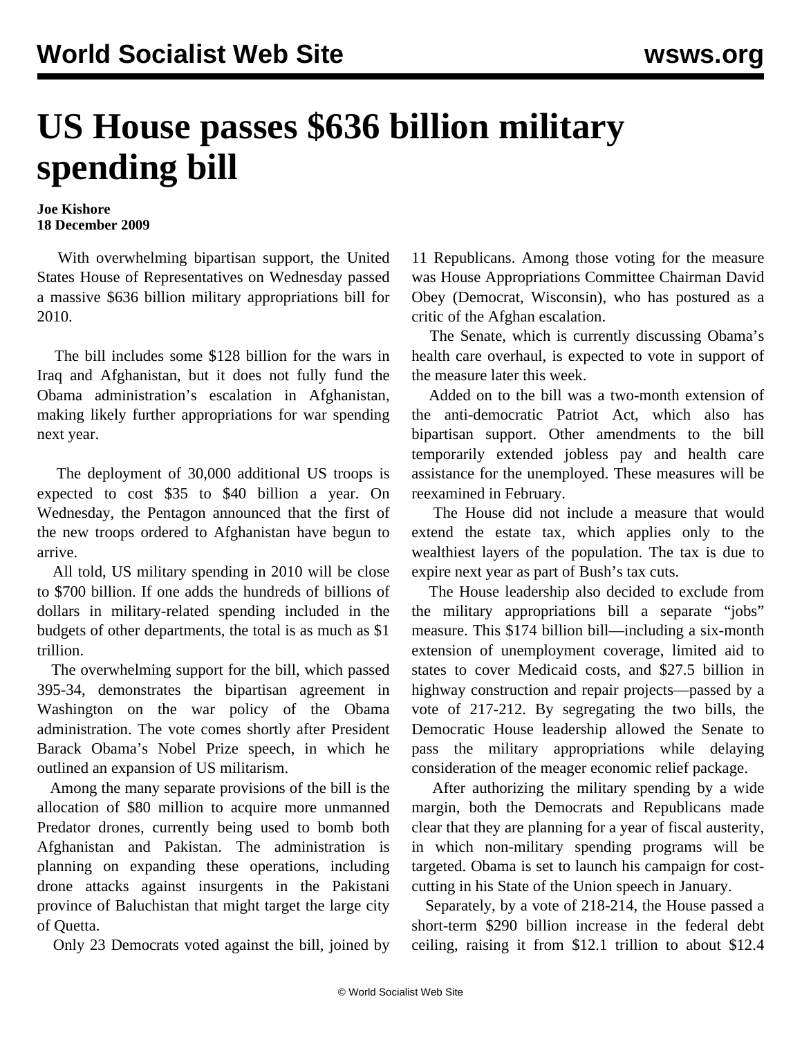# US House passes $636 billion military spending bill

**Joe Kishore**
**18 December 2009**

With overwhelming bipartisan support, the United States House of Representatives on Wednesday passed a massive $636 billion military appropriations bill for 2010.

The bill includes some $128 billion for the wars in Iraq and Afghanistan, but it does not fully fund the Obama administration's escalation in Afghanistan, making likely further appropriations for war spending next year.

The deployment of 30,000 additional US troops is expected to cost $35 to $40 billion a year. On Wednesday, the Pentagon announced that the first of the new troops ordered to Afghanistan have begun to arrive.

All told, US military spending in 2010 will be close to $700 billion. If one adds the hundreds of billions of dollars in military-related spending included in the budgets of other departments, the total is as much as $1 trillion.

The overwhelming support for the bill, which passed 395-34, demonstrates the bipartisan agreement in Washington on the war policy of the Obama administration. The vote comes shortly after President Barack Obama's Nobel Prize speech, in which he outlined an expansion of US militarism.

Among the many separate provisions of the bill is the allocation of $80 million to acquire more unmanned Predator drones, currently being used to bomb both Afghanistan and Pakistan. The administration is planning on expanding these operations, including drone attacks against insurgents in the Pakistani province of Baluchistan that might target the large city of Quetta.

Only 23 Democrats voted against the bill, joined by 11 Republicans. Among those voting for the measure was House Appropriations Committee Chairman David Obey (Democrat, Wisconsin), who has postured as a critic of the Afghan escalation.

The Senate, which is currently discussing Obama's health care overhaul, is expected to vote in support of the measure later this week.

Added on to the bill was a two-month extension of the anti-democratic Patriot Act, which also has bipartisan support. Other amendments to the bill temporarily extended jobless pay and health care assistance for the unemployed. These measures will be reexamined in February.

The House did not include a measure that would extend the estate tax, which applies only to the wealthiest layers of the population. The tax is due to expire next year as part of Bush's tax cuts.

The House leadership also decided to exclude from the military appropriations bill a separate "jobs" measure. This $174 billion bill—including a six-month extension of unemployment coverage, limited aid to states to cover Medicaid costs, and $27.5 billion in highway construction and repair projects—passed by a vote of 217-212. By segregating the two bills, the Democratic House leadership allowed the Senate to pass the military appropriations while delaying consideration of the meager economic relief package.

After authorizing the military spending by a wide margin, both the Democrats and Republicans made clear that they are planning for a year of fiscal austerity, in which non-military spending programs will be targeted. Obama is set to launch his campaign for cost-cutting in his State of the Union speech in January.

Separately, by a vote of 218-214, the House passed a short-term $290 billion increase in the federal debt ceiling, raising it from $12.1 trillion to about $12.4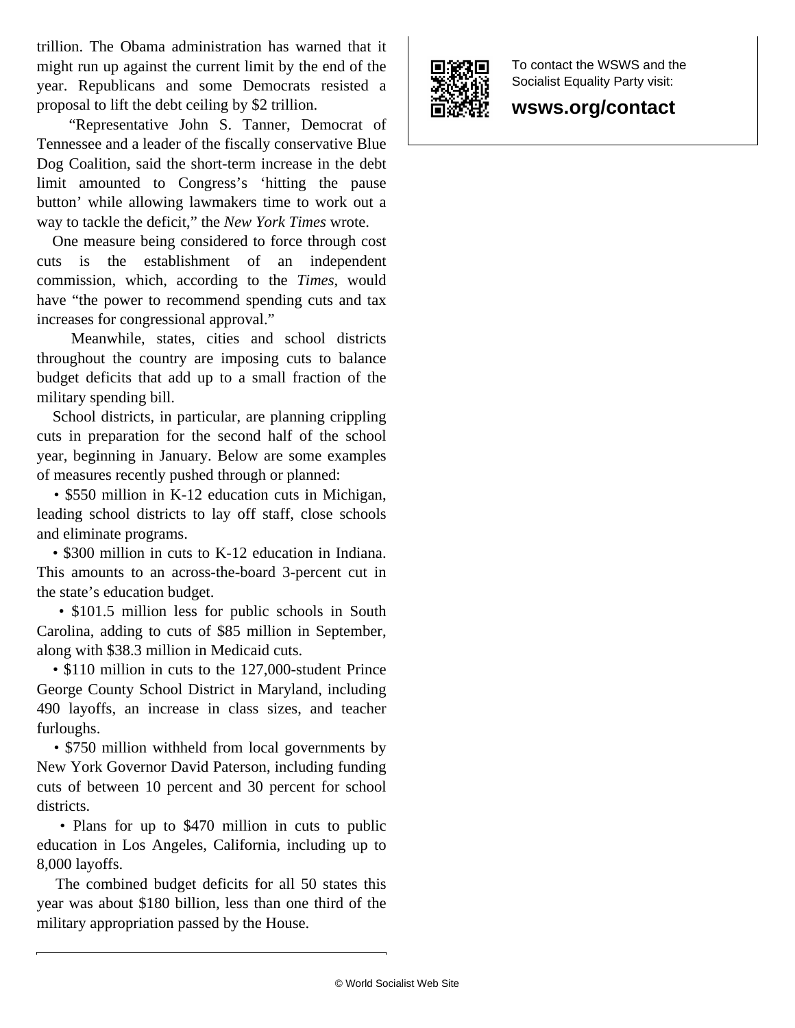trillion. The Obama administration has warned that it might run up against the current limit by the end of the year. Republicans and some Democrats resisted a proposal to lift the debt ceiling by $2 trillion.

"Representative John S. Tanner, Democrat of Tennessee and a leader of the fiscally conservative Blue Dog Coalition, said the short-term increase in the debt limit amounted to Congress's 'hitting the pause button' while allowing lawmakers time to work out a way to tackle the deficit," the *New York Times* wrote.

One measure being considered to force through cost cuts is the establishment of an independent commission, which, according to the *Times*, would have "the power to recommend spending cuts and tax increases for congressional approval."

Meanwhile, states, cities and school districts throughout the country are imposing cuts to balance budget deficits that add up to a small fraction of the military spending bill.

School districts, in particular, are planning crippling cuts in preparation for the second half of the school year, beginning in January. Below are some examples of measures recently pushed through or planned:

• $550 million in K-12 education cuts in Michigan, leading school districts to lay off staff, close schools and eliminate programs.

• $300 million in cuts to K-12 education in Indiana. This amounts to an across-the-board 3-percent cut in the state's education budget.

• $101.5 million less for public schools in South Carolina, adding to cuts of $85 million in September, along with $38.3 million in Medicaid cuts.

• $110 million in cuts to the 127,000-student Prince George County School District in Maryland, including 490 layoffs, an increase in class sizes, and teacher furloughs.

• $750 million withheld from local governments by New York Governor David Paterson, including funding cuts of between 10 percent and 30 percent for school districts.

• Plans for up to $470 million in cuts to public education in Los Angeles, California, including up to 8,000 layoffs.

The combined budget deficits for all 50 states this year was about $180 billion, less than one third of the military appropriation passed by the House.

To contact the WSWS and the Socialist Equality Party visit:

**wsws.org/contact**